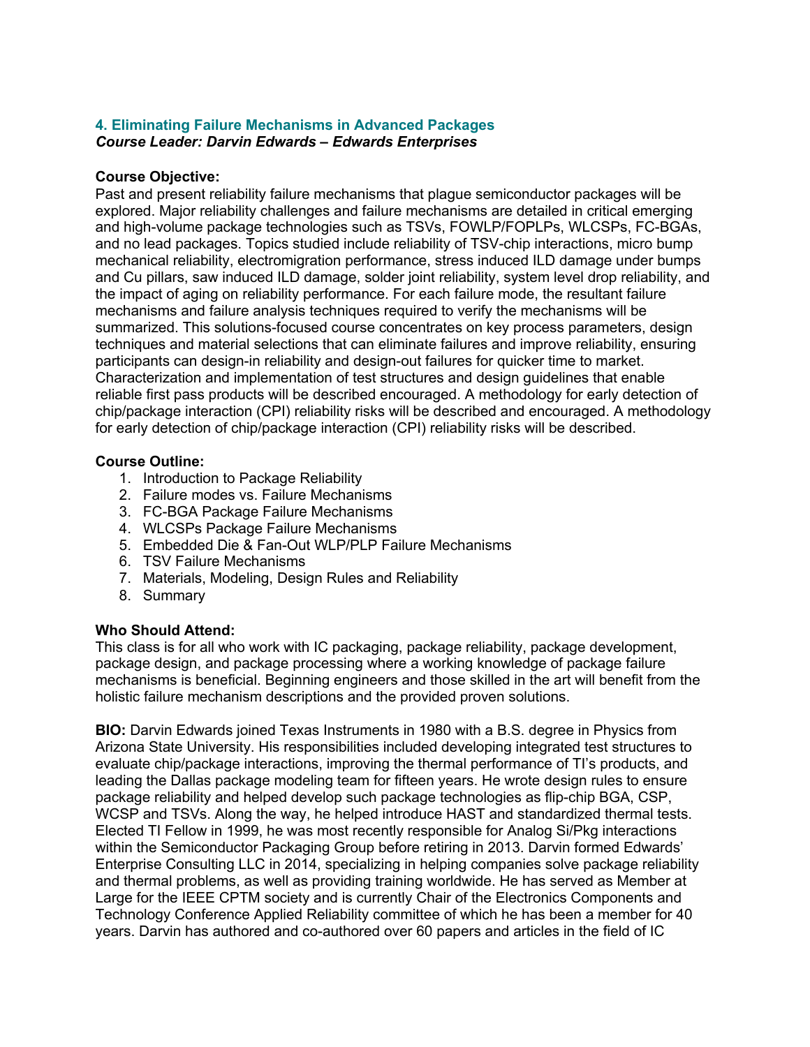### 4. Eliminating Failure Mechanisms in Advanced Packages

***Course Leader: Darvin Edwards – Edwards Enterprises***

**Course Objective:**
Past and present reliability failure mechanisms that plague semiconductor packages will be explored. Major reliability challenges and failure mechanisms are detailed in critical emerging and high-volume package technologies such as TSVs, FOWLP/FOPLPs, WLCSPs, FC-BGAs, and no lead packages. Topics studied include reliability of TSV-chip interactions, micro bump mechanical reliability, electromigration performance, stress induced ILD damage under bumps and Cu pillars, saw induced ILD damage, solder joint reliability, system level drop reliability, and the impact of aging on reliability performance. For each failure mode, the resultant failure mechanisms and failure analysis techniques required to verify the mechanisms will be summarized. This solutions-focused course concentrates on key process parameters, design techniques and material selections that can eliminate failures and improve reliability, ensuring participants can design-in reliability and design-out failures for quicker time to market. Characterization and implementation of test structures and design guidelines that enable reliable first pass products will be described encouraged. A methodology for early detection of chip/package interaction (CPI) reliability risks will be described and encouraged. A methodology for early detection of chip/package interaction (CPI) reliability risks will be described.

**Course Outline:**

1. Introduction to Package Reliability
2. Failure modes vs. Failure Mechanisms
3. FC-BGA Package Failure Mechanisms
4. WLCSPs Package Failure Mechanisms
5. Embedded Die & Fan-Out WLP/PLP Failure Mechanisms
6. TSV Failure Mechanisms
7. Materials, Modeling, Design Rules and Reliability
8. Summary

**Who Should Attend:**
This class is for all who work with IC packaging, package reliability, package development, package design, and package processing where a working knowledge of package failure mechanisms is beneficial. Beginning engineers and those skilled in the art will benefit from the holistic failure mechanism descriptions and the provided proven solutions.

**BIO:** Darvin Edwards joined Texas Instruments in 1980 with a B.S. degree in Physics from Arizona State University. His responsibilities included developing integrated test structures to evaluate chip/package interactions, improving the thermal performance of TI's products, and leading the Dallas package modeling team for fifteen years. He wrote design rules to ensure package reliability and helped develop such package technologies as flip-chip BGA, CSP, WCSP and TSVs. Along the way, he helped introduce HAST and standardized thermal tests. Elected TI Fellow in 1999, he was most recently responsible for Analog Si/Pkg interactions within the Semiconductor Packaging Group before retiring in 2013. Darvin formed Edwards' Enterprise Consulting LLC in 2014, specializing in helping companies solve package reliability and thermal problems, as well as providing training worldwide. He has served as Member at Large for the IEEE CPTM society and is currently Chair of the Electronics Components and Technology Conference Applied Reliability committee of which he has been a member for 40 years. Darvin has authored and co-authored over 60 papers and articles in the field of IC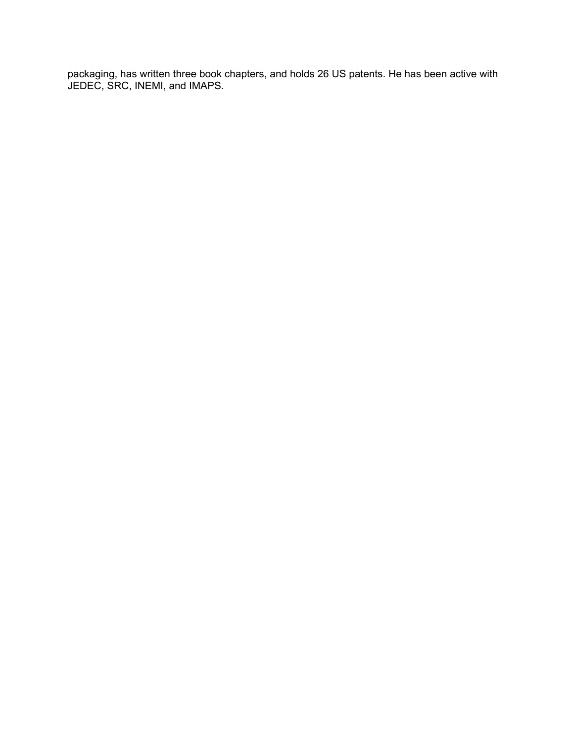packaging, has written three book chapters, and holds 26 US patents. He has been active with JEDEC, SRC, INEMI, and IMAPS.